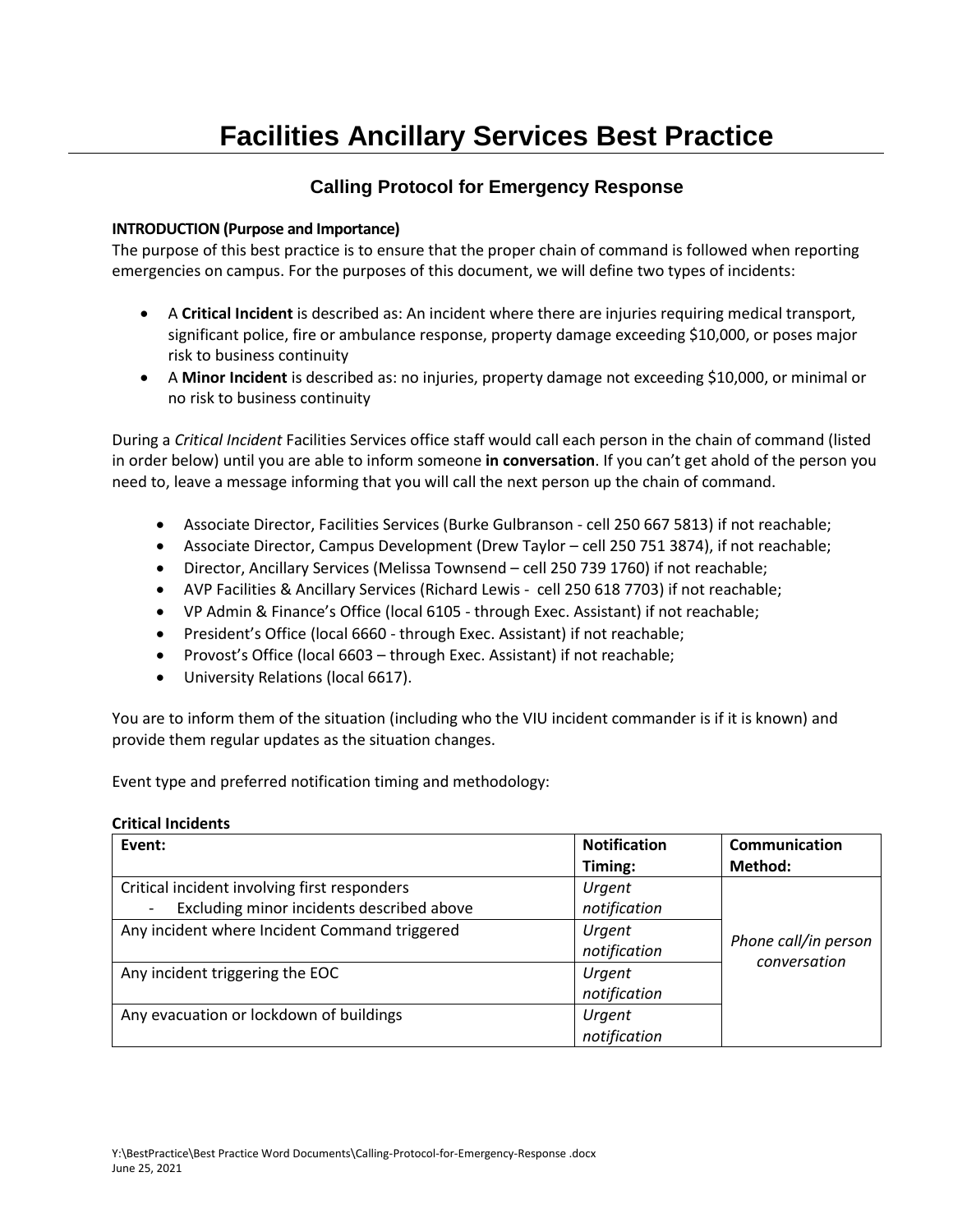# Facilities Ancillary Services Best Practice

## Calling Protocol for Emergency Response

**INTRODUCTION (Purpose and Importance)**

The purpose of this best practice is to ensure that the proper chain of command is followed when reporting emergencies on campus. For the purposes of this document, we will define two types of incidents:

- A **Critical Incident** is described as: An incident where there are injuries requiring medical transport, significant police, fire or ambulance response, property damage exceeding $10,000, or poses major risk to business continuity
- A **Minor Incident** is described as: no injuries, property damage not exceeding $10,000, or minimal or no risk to business continuity

During a *Critical Incident* Facilities Services office staff would call each person in the chain of command (listed in order below) until you are able to inform someone **in conversation**. If you can't get ahold of the person you need to, leave a message informing that you will call the next person up the chain of command.

- Associate Director, Facilities Services (Burke Gulbranson - cell 250 667 5813) if not reachable;
- Associate Director, Campus Development (Drew Taylor – cell 250 751 3874), if not reachable;
- Director, Ancillary Services (Melissa Townsend – cell 250 739 1760) if not reachable;
- AVP Facilities & Ancillary Services (Richard Lewis - cell 250 618 7703) if not reachable;
- VP Admin & Finance's Office (local 6105 - through Exec. Assistant) if not reachable;
- President's Office (local 6660 - through Exec. Assistant) if not reachable;
- Provost's Office (local 6603 – through Exec. Assistant) if not reachable;
- University Relations (local 6617).

You are to inform them of the situation (including who the VIU incident commander is if it is known) and provide them regular updates as the situation changes.

Event type and preferred notification timing and methodology:

**Critical Incidents**

| Event: | Notification Timing: | Communication Method: |
|---|---|---|
| Critical incident involving first responders<br>- Excluding minor incidents described above | *Urgent notification* | *Phone call/in person conversation* |
| Any incident where Incident Command triggered | *Urgent notification* | |
| Any incident triggering the EOC | *Urgent notification* | |
| Any evacuation or lockdown of buildings | *Urgent notification* | |

Y:\BestPractice\Best Practice Word Documents\Calling-Protocol-for-Emergency-Response .docx
June 25, 2021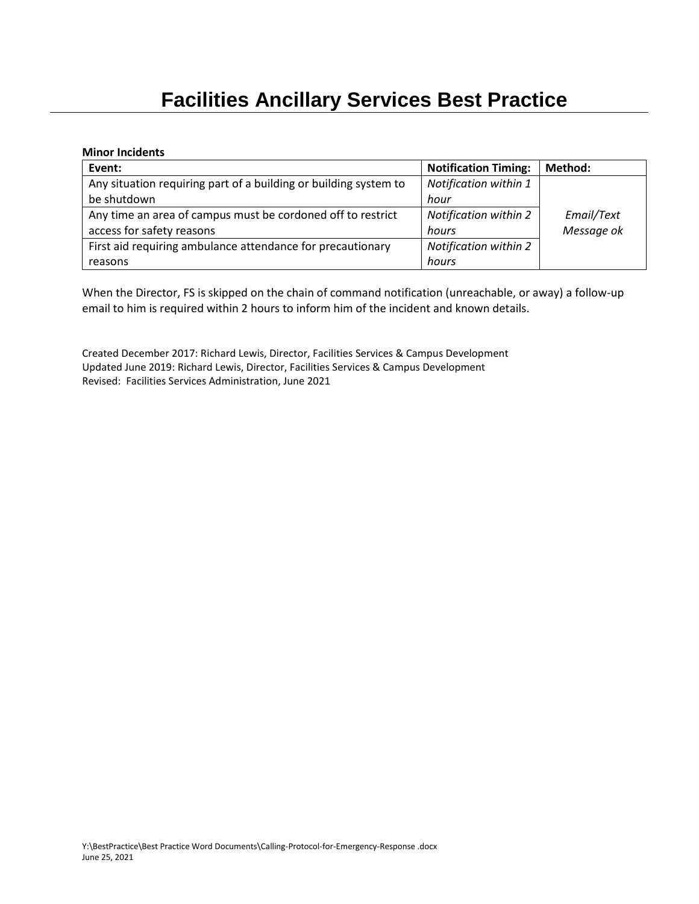# Facilities Ancillary Services Best Practice

**Minor Incidents**

| Event: | Notification Timing: | Method: |
| --- | --- | --- |
| Any situation requiring part of a building or building system to be shutdown | *Notification within 1 hour* | *Email/Text Message ok* |
| Any time an area of campus must be cordoned off to restrict access for safety reasons | *Notification within 2 hours* | |
| First aid requiring ambulance attendance for precautionary reasons | *Notification within 2 hours* | |

When the Director, FS is skipped on the chain of command notification (unreachable, or away) a follow-up email to him is required within 2 hours to inform him of the incident and known details.

Created December 2017: Richard Lewis, Director, Facilities Services & Campus Development
Updated June 2019: Richard Lewis, Director, Facilities Services & Campus Development
Revised: Facilities Services Administration, June 2021